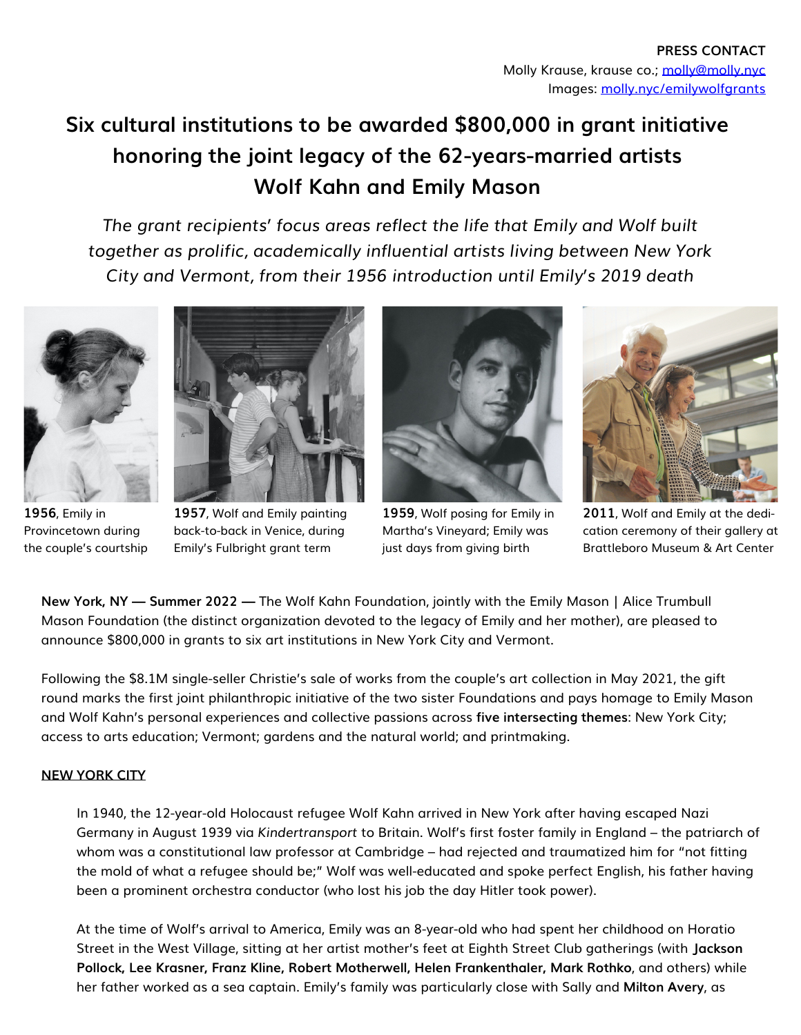**PRESS CONTACT**
Molly Krause, krause co.; molly@molly.nyc
Images: molly.nyc/emilywolfgrants

# Six cultural institutions to be awarded $800,000 in grant initiative honoring the joint legacy of the 62-years-married artists Wolf Kahn and Emily Mason

*The grant recipients' focus areas reflect the life that Emily and Wolf built together as prolific, academically influential artists living between New York City and Vermont, from their 1956 introduction until Emily's 2019 death*

**1956**, Emily in Provincetown during the couple's courtship

**1957**, Wolf and Emily painting back-to-back in Venice, during Emily's Fulbright grant term

**1959**, Wolf posing for Emily in Martha's Vineyard; Emily was just days from giving birth

**2011**, Wolf and Emily at the dedication ceremony of their gallery at Brattleboro Museum & Art Center

**New York, NY — Summer 2022 —** The Wolf Kahn Foundation, jointly with the Emily Mason | Alice Trumbull Mason Foundation (the distinct organization devoted to the legacy of Emily and her mother), are pleased to announce $800,000 in grants to six art institutions in New York City and Vermont.

Following the $8.1M single-seller Christie's sale of works from the couple's art collection in May 2021, the gift round marks the first joint philanthropic initiative of the two sister Foundations and pays homage to Emily Mason and Wolf Kahn's personal experiences and collective passions across **five intersecting themes**: New York City; access to arts education; Vermont; gardens and the natural world; and printmaking.

## NEW YORK CITY

In 1940, the 12-year-old Holocaust refugee Wolf Kahn arrived in New York after having escaped Nazi Germany in August 1939 via *Kindertransport* to Britain. Wolf's first foster family in England – the patriarch of whom was a constitutional law professor at Cambridge – had rejected and traumatized him for "not fitting the mold of what a refugee should be;" Wolf was well-educated and spoke perfect English, his father having been a prominent orchestra conductor (who lost his job the day Hitler took power).

At the time of Wolf's arrival to America, Emily was an 8-year-old who had spent her childhood on Horatio Street in the West Village, sitting at her artist mother's feet at Eighth Street Club gatherings (with **Jackson Pollock, Lee Krasner, Franz Kline, Robert Motherwell, Helen Frankenthaler, Mark Rothko**, and others) while her father worked as a sea captain. Emily's family was particularly close with Sally and **Milton Avery**, as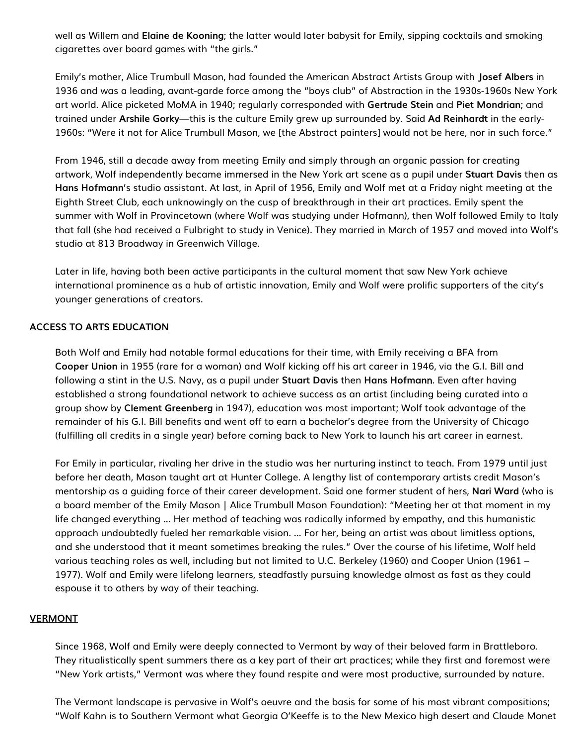well as Willem and **Elaine de Kooning**; the latter would later babysit for Emily, sipping cocktails and smoking cigarettes over board games with "the girls."

Emily's mother, Alice Trumbull Mason, had founded the American Abstract Artists Group with **Josef Albers** in 1936 and was a leading, avant-garde force among the "boys club" of Abstraction in the 1930s-1960s New York art world. Alice picketed MoMA in 1940; regularly corresponded with **Gertrude Stein** and **Piet Mondrian**; and trained under **Arshile Gorky**—this is the culture Emily grew up surrounded by. Said **Ad Reinhardt** in the early-1960s: "Were it not for Alice Trumbull Mason, we [the Abstract painters] would not be here, nor in such force."

From 1946, still a decade away from meeting Emily and simply through an organic passion for creating artwork, Wolf independently became immersed in the New York art scene as a pupil under **Stuart Davis** then as **Hans Hofmann**'s studio assistant. At last, in April of 1956, Emily and Wolf met at a Friday night meeting at the Eighth Street Club, each unknowingly on the cusp of breakthrough in their art practices. Emily spent the summer with Wolf in Provincetown (where Wolf was studying under Hofmann), then Wolf followed Emily to Italy that fall (she had received a Fulbright to study in Venice). They married in March of 1957 and moved into Wolf's studio at 813 Broadway in Greenwich Village.

Later in life, having both been active participants in the cultural moment that saw New York achieve international prominence as a hub of artistic innovation, Emily and Wolf were prolific supporters of the city's younger generations of creators.

## ACCESS TO ARTS EDUCATION

Both Wolf and Emily had notable formal educations for their time, with Emily receiving a BFA from **Cooper Union** in 1955 (rare for a woman) and Wolf kicking off his art career in 1946, via the G.I. Bill and following a stint in the U.S. Navy, as a pupil under **Stuart Davis** then **Hans Hofmann**. Even after having established a strong foundational network to achieve success as an artist (including being curated into a group show by **Clement Greenberg** in 1947), education was most important; Wolf took advantage of the remainder of his G.I. Bill benefits and went off to earn a bachelor's degree from the University of Chicago (fulfilling all credits in a single year) before coming back to New York to launch his art career in earnest.

For Emily in particular, rivaling her drive in the studio was her nurturing instinct to teach. From 1979 until just before her death, Mason taught art at Hunter College. A lengthy list of contemporary artists credit Mason's mentorship as a guiding force of their career development. Said one former student of hers, **Nari Ward** (who is a board member of the Emily Mason | Alice Trumbull Mason Foundation): "Meeting her at that moment in my life changed everything ... Her method of teaching was radically informed by empathy, and this humanistic approach undoubtedly fueled her remarkable vision. ... For her, being an artist was about limitless options, and she understood that it meant sometimes breaking the rules." Over the course of his lifetime, Wolf held various teaching roles as well, including but not limited to U.C. Berkeley (1960) and Cooper Union (1961 – 1977). Wolf and Emily were lifelong learners, steadfastly pursuing knowledge almost as fast as they could espouse it to others by way of their teaching.

## VERMONT

Since 1968, Wolf and Emily were deeply connected to Vermont by way of their beloved farm in Brattleboro. They ritualistically spent summers there as a key part of their art practices; while they first and foremost were "New York artists," Vermont was where they found respite and were most productive, surrounded by nature.

The Vermont landscape is pervasive in Wolf's oeuvre and the basis for some of his most vibrant compositions; "Wolf Kahn is to Southern Vermont what Georgia O'Keeffe is to the New Mexico high desert and Claude Monet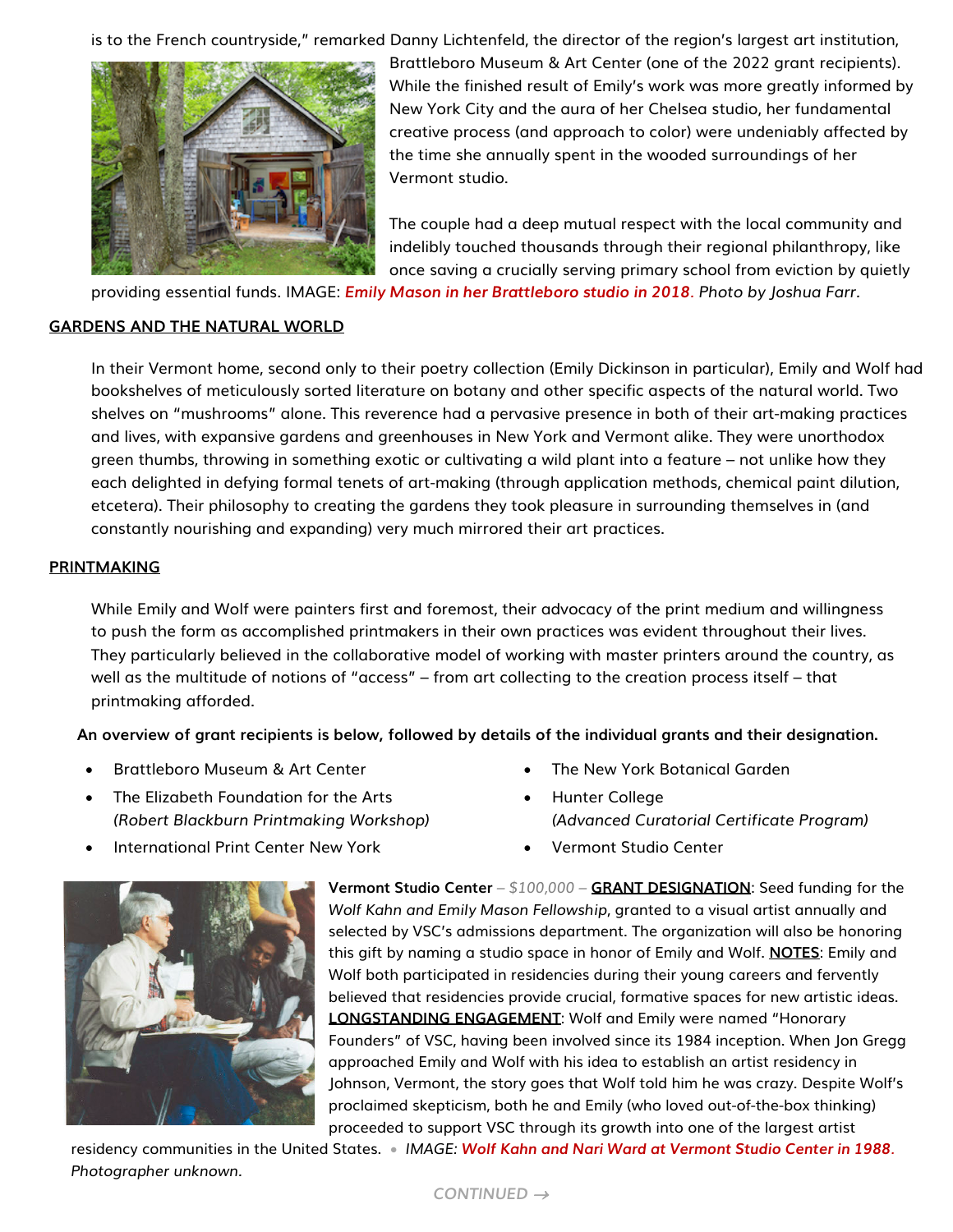is to the French countryside," remarked Danny Lichtenfeld, the director of the region's largest art institution, Brattleboro Museum & Art Center (one of the 2022 grant recipients). While the finished result of Emily's work was more greatly informed by New York City and the aura of her Chelsea studio, her fundamental creative process (and approach to color) were undeniably affected by the time she annually spent in the wooded surroundings of her Vermont studio.

The couple had a deep mutual respect with the local community and indelibly touched thousands through their regional philanthropy, like once saving a crucially serving primary school from eviction by quietly providing essential funds. IMAGE: ***Emily Mason in her Brattleboro studio in 2018****. Photo by Joshua Farr.*

## GARDENS AND THE NATURAL WORLD

In their Vermont home, second only to their poetry collection (Emily Dickinson in particular), Emily and Wolf had bookshelves of meticulously sorted literature on botany and other specific aspects of the natural world. Two shelves on "mushrooms" alone. This reverence had a pervasive presence in both of their art-making practices and lives, with expansive gardens and greenhouses in New York and Vermont alike. They were unorthodox green thumbs, throwing in something exotic or cultivating a wild plant into a feature – not unlike how they each delighted in defying formal tenets of art-making (through application methods, chemical paint dilution, etcetera). Their philosophy to creating the gardens they took pleasure in surrounding themselves in (and constantly nourishing and expanding) very much mirrored their art practices.

## PRINTMAKING

While Emily and Wolf were painters first and foremost, their advocacy of the print medium and willingness to push the form as accomplished printmakers in their own practices was evident throughout their lives. They particularly believed in the collaborative model of working with master printers around the country, as well as the multitude of notions of "access" – from art collecting to the creation process itself – that printmaking afforded.

**An overview of grant recipients is below, followed by details of the individual grants and their designation.**

- Brattleboro Museum & Art Center
- The Elizabeth Foundation for the Arts *(Robert Blackburn Printmaking Workshop)*
- International Print Center New York
- The New York Botanical Garden
- Hunter College *(Advanced Curatorial Certificate Program)*
- Vermont Studio Center

**Vermont Studio Center** – *$100,000* – **GRANT DESIGNATION**: Seed funding for the *Wolf Kahn and Emily Mason Fellowship*, granted to a visual artist annually and selected by VSC's admissions department. The organization will also be honoring this gift by naming a studio space in honor of Emily and Wolf. **NOTES**: Emily and Wolf both participated in residencies during their young careers and fervently believed that residencies provide crucial, formative spaces for new artistic ideas. **LONGSTANDING ENGAGEMENT**: Wolf and Emily were named "Honorary Founders" of VSC, having been involved since its 1984 inception. When Jon Gregg approached Emily and Wolf with his idea to establish an artist residency in Johnson, Vermont, the story goes that Wolf told him he was crazy. Despite Wolf's proclaimed skepticism, both he and Emily (who loved out-of-the-box thinking) proceeded to support VSC through its growth into one of the largest artist residency communities in the United States. • *IMAGE:* ***Wolf Kahn and Nari Ward at Vermont Studio Center in 1988****. Photographer unknown.*

CONTINUED →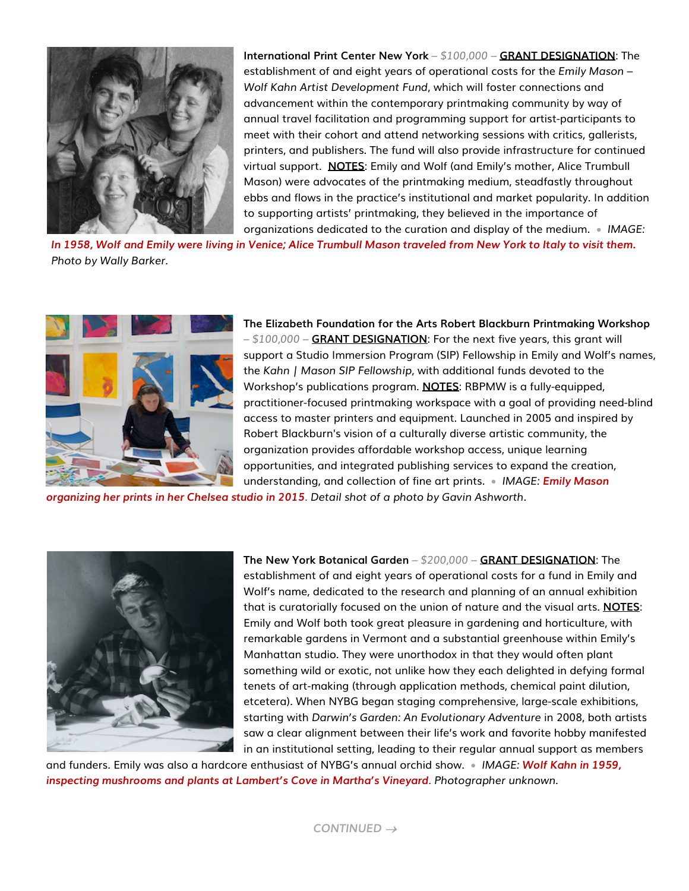**International Print Center New York** – *$100,000* – **GRANT DESIGNATION**: The establishment of and eight years of operational costs for the *Emily Mason – Wolf Kahn Artist Development Fund*, which will foster connections and advancement within the contemporary printmaking community by way of annual travel facilitation and programming support for artist-participants to meet with their cohort and attend networking sessions with critics, gallerists, printers, and publishers. The fund will also provide infrastructure for continued virtual support. **NOTES**: Emily and Wolf (and Emily's mother, Alice Trumbull Mason) were advocates of the printmaking medium, steadfastly throughout ebbs and flows in the practice's institutional and market popularity. In addition to supporting artists' printmaking, they believed in the importance of organizations dedicated to the curation and display of the medium. • *IMAGE: **In 1958, Wolf and Emily were living in Venice; Alice Trumbull Mason traveled from New York to Italy to visit them.** Photo by Wally Barker.*

**The Elizabeth Foundation for the Arts Robert Blackburn Printmaking Workshop** – *$100,000* – **GRANT DESIGNATION**: For the next five years, this grant will support a Studio Immersion Program (SIP) Fellowship in Emily and Wolf's names, the *Kahn | Mason SIP Fellowship*, with additional funds devoted to the Workshop's publications program. **NOTES**: RBPMW is a fully-equipped, practitioner-focused printmaking workspace with a goal of providing need-blind access to master printers and equipment. Launched in 2005 and inspired by Robert Blackburn's vision of a culturally diverse artistic community, the organization provides affordable workshop access, unique learning opportunities, and integrated publishing services to expand the creation, understanding, and collection of fine art prints. • *IMAGE: **Emily Mason organizing her prints in her Chelsea studio in 2015**. Detail shot of a photo by Gavin Ashworth.*

**The New York Botanical Garden** – *$200,000* – **GRANT DESIGNATION**: The establishment of and eight years of operational costs for a fund in Emily and Wolf's name, dedicated to the research and planning of an annual exhibition that is curatorially focused on the union of nature and the visual arts. **NOTES**: Emily and Wolf both took great pleasure in gardening and horticulture, with remarkable gardens in Vermont and a substantial greenhouse within Emily's Manhattan studio. They were unorthodox in that they would often plant something wild or exotic, not unlike how they each delighted in defying formal tenets of art-making (through application methods, chemical paint dilution, etcetera). When NYBG began staging comprehensive, large-scale exhibitions, starting with *Darwin's Garden: An Evolutionary Adventure* in 2008, both artists saw a clear alignment between their life's work and favorite hobby manifested in an institutional setting, leading to their regular annual support as members and funders. Emily was also a hardcore enthusiast of NYBG's annual orchid show. • *IMAGE: **Wolf Kahn in 1959, inspecting mushrooms and plants at Lambert's Cove in Martha's Vineyard**. Photographer unknown.*

*CONTINUED →*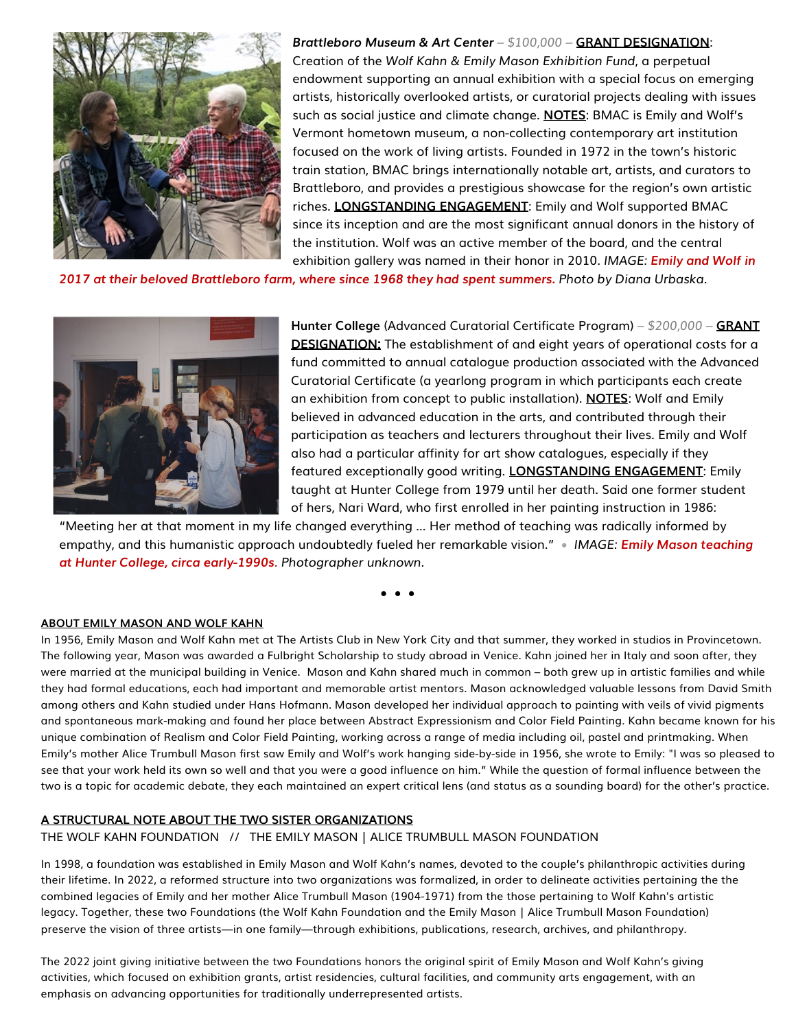***Brattleboro Museum & Art Center*** *– $100,000 –* **GRANT DESIGNATION**: Creation of the *Wolf Kahn & Emily Mason Exhibition Fund*, a perpetual endowment supporting an annual exhibition with a special focus on emerging artists, historically overlooked artists, or curatorial projects dealing with issues such as social justice and climate change. **NOTES**: BMAC is Emily and Wolf's Vermont hometown museum, a non-collecting contemporary art institution focused on the work of living artists. Founded in 1972 in the town's historic train station, BMAC brings internationally notable art, artists, and curators to Brattleboro, and provides a prestigious showcase for the region's own artistic riches. **LONGSTANDING ENGAGEMENT**: Emily and Wolf supported BMAC since its inception and are the most significant annual donors in the history of the institution. Wolf was an active member of the board, and the central exhibition gallery was named in their honor in 2010. *IMAGE:* ***Emily and Wolf in 2017 at their beloved Brattleboro farm, where since 1968 they had spent summers.*** *Photo by Diana Urbaska.*

**Hunter College** (Advanced Curatorial Certificate Program) *– $200,000 –* **GRANT DESIGNATION:** The establishment of and eight years of operational costs for a fund committed to annual catalogue production associated with the Advanced Curatorial Certificate (a yearlong program in which participants each create an exhibition from concept to public installation). **NOTES**: Wolf and Emily believed in advanced education in the arts, and contributed through their participation as teachers and lecturers throughout their lives. Emily and Wolf also had a particular affinity for art show catalogues, especially if they featured exceptionally good writing. **LONGSTANDING ENGAGEMENT**: Emily taught at Hunter College from 1979 until her death. Said one former student of hers, Nari Ward, who first enrolled in her painting instruction in 1986: "Meeting her at that moment in my life changed everything ... Her method of teaching was radically informed by empathy, and this humanistic approach undoubtedly fueled her remarkable vision." • *IMAGE:* ***Emily Mason teaching at Hunter College, circa early-1990s****. Photographer unknown.*

• • •

## ABOUT EMILY MASON AND WOLF KAHN

In 1956, Emily Mason and Wolf Kahn met at The Artists Club in New York City and that summer, they worked in studios in Provincetown. The following year, Mason was awarded a Fulbright Scholarship to study abroad in Venice. Kahn joined her in Italy and soon after, they were married at the municipal building in Venice. Mason and Kahn shared much in common – both grew up in artistic families and while they had formal educations, each had important and memorable artist mentors. Mason acknowledged valuable lessons from David Smith among others and Kahn studied under Hans Hofmann. Mason developed her individual approach to painting with veils of vivid pigments and spontaneous mark-making and found her place between Abstract Expressionism and Color Field Painting. Kahn became known for his unique combination of Realism and Color Field Painting, working across a range of media including oil, pastel and printmaking. When Emily's mother Alice Trumbull Mason first saw Emily and Wolf's work hanging side-by-side in 1956, she wrote to Emily: "I was so pleased to see that your work held its own so well and that you were a good influence on him." While the question of formal influence between the two is a topic for academic debate, they each maintained an expert critical lens (and status as a sounding board) for the other's practice.

## A STRUCTURAL NOTE ABOUT THE TWO SISTER ORGANIZATIONS

THE WOLF KAHN FOUNDATION // THE EMILY MASON | ALICE TRUMBULL MASON FOUNDATION

In 1998, a foundation was established in Emily Mason and Wolf Kahn's names, devoted to the couple's philanthropic activities during their lifetime. In 2022, a reformed structure into two organizations was formalized, in order to delineate activities pertaining the the combined legacies of Emily and her mother Alice Trumbull Mason (1904-1971) from the those pertaining to Wolf Kahn's artistic legacy. Together, these two Foundations (the Wolf Kahn Foundation and the Emily Mason | Alice Trumbull Mason Foundation) preserve the vision of three artists—in one family—through exhibitions, publications, research, archives, and philanthropy.

The 2022 joint giving initiative between the two Foundations honors the original spirit of Emily Mason and Wolf Kahn's giving activities, which focused on exhibition grants, artist residencies, cultural facilities, and community arts engagement, with an emphasis on advancing opportunities for traditionally underrepresented artists.